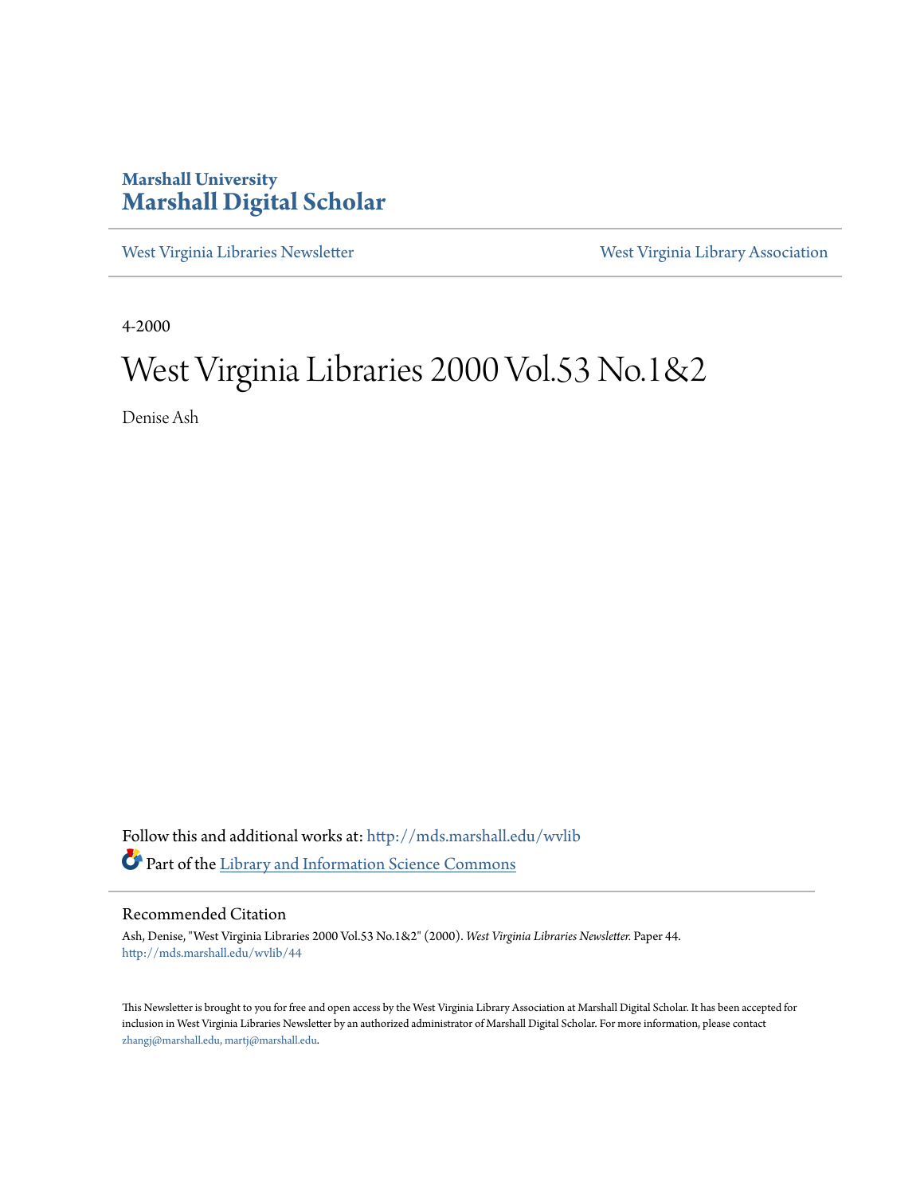Marshall University
# Marshall Digital Scholar

West Virginia Libraries Newsletter — West Virginia Library Association

4-2000

# West Virginia Libraries 2000 Vol.53 No.1&2

Denise Ash

Follow this and additional works at: http://mds.marshall.edu/wvlib

Part of the Library and Information Science Commons

## Recommended Citation

Ash, Denise, "West Virginia Libraries 2000 Vol.53 No.1&2" (2000). *West Virginia Libraries Newsletter.* Paper 44.
http://mds.marshall.edu/wvlib/44

This Newsletter is brought to you for free and open access by the West Virginia Library Association at Marshall Digital Scholar. It has been accepted for inclusion in West Virginia Libraries Newsletter by an authorized administrator of Marshall Digital Scholar. For more information, please contact zhangj@marshall.edu, martj@marshall.edu.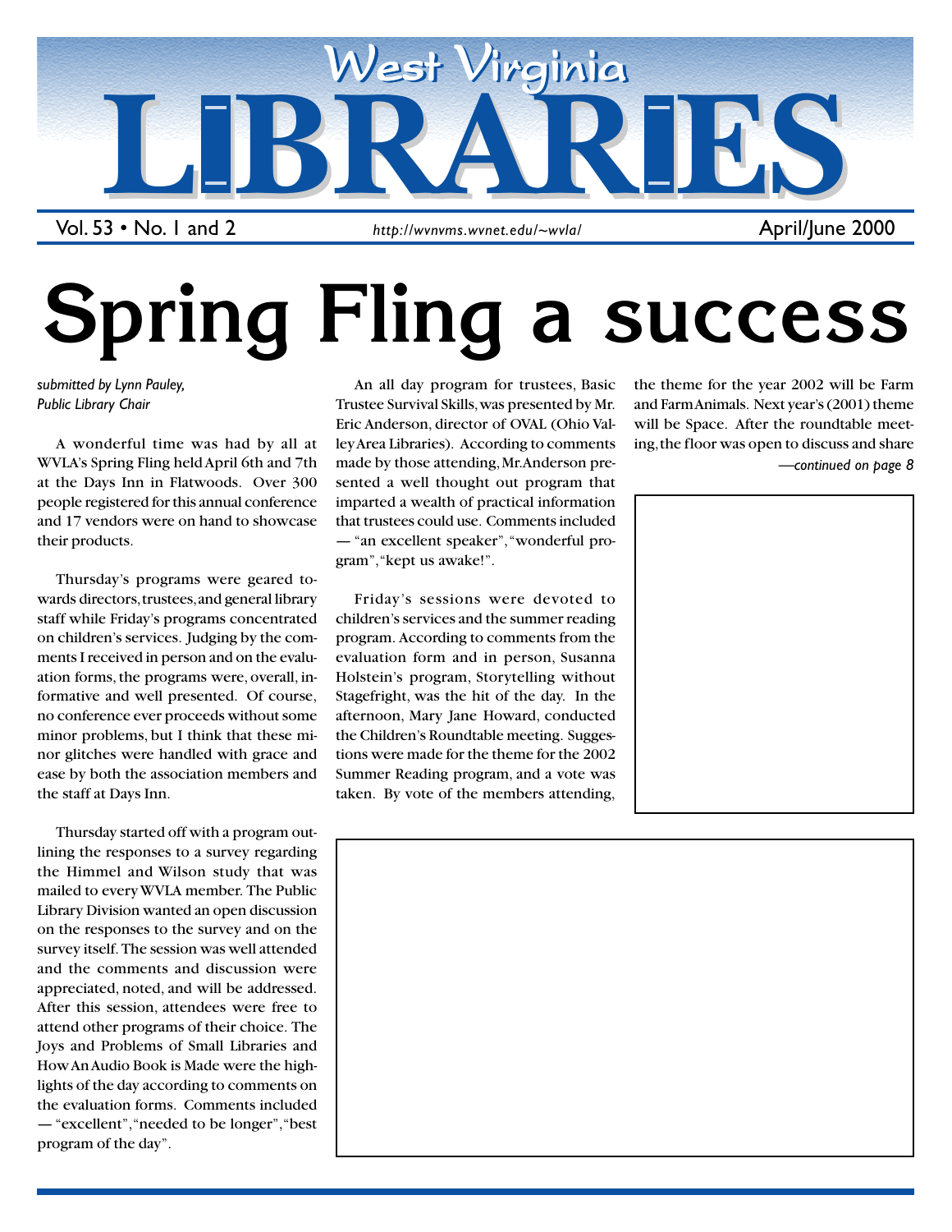# West Virginia LIBRARIES

Vol. 53 • No. 1 and 2 — http://wvnvms.wvnet.edu/~wvla/ — April/June 2000

# Spring Fling a success

*submitted by Lynn Pauley, Public Library Chair*

A wonderful time was had by all at WVLA's Spring Fling held April 6th and 7th at the Days Inn in Flatwoods. Over 300 people registered for this annual conference and 17 vendors were on hand to showcase their products.

Thursday's programs were geared towards directors, trustees, and general library staff while Friday's programs concentrated on children's services. Judging by the comments I received in person and on the evaluation forms, the programs were, overall, informative and well presented. Of course, no conference ever proceeds without some minor problems, but I think that these minor glitches were handled with grace and ease by both the association members and the staff at Days Inn.

Thursday started off with a program outlining the responses to a survey regarding the Himmel and Wilson study that was mailed to every WVLA member. The Public Library Division wanted an open discussion on the responses to the survey and on the survey itself. The session was well attended and the comments and discussion were appreciated, noted, and will be addressed. After this session, attendees were free to attend other programs of their choice. The Joys and Problems of Small Libraries and How An Audio Book is Made were the highlights of the day according to comments on the evaluation forms. Comments included — "excellent", "needed to be longer", "best program of the day".

An all day program for trustees, Basic Trustee Survival Skills, was presented by Mr. Eric Anderson, director of OVAL (Ohio Valley Area Libraries). According to comments made by those attending, Mr. Anderson presented a well thought out program that imparted a wealth of practical information that trustees could use. Comments included — "an excellent speaker", "wonderful program", "kept us awake!".

Friday's sessions were devoted to children's services and the summer reading program. According to comments from the evaluation form and in person, Susanna Holstein's program, Storytelling without Stagefright, was the hit of the day. In the afternoon, Mary Jane Howard, conducted the Children's Roundtable meeting. Suggestions were made for the theme for the 2002 Summer Reading program, and a vote was taken. By vote of the members attending, the theme for the year 2002 will be Farm and Farm Animals. Next year's (2001) theme will be Space. After the roundtable meeting, the floor was open to discuss and share

*—continued on page 8*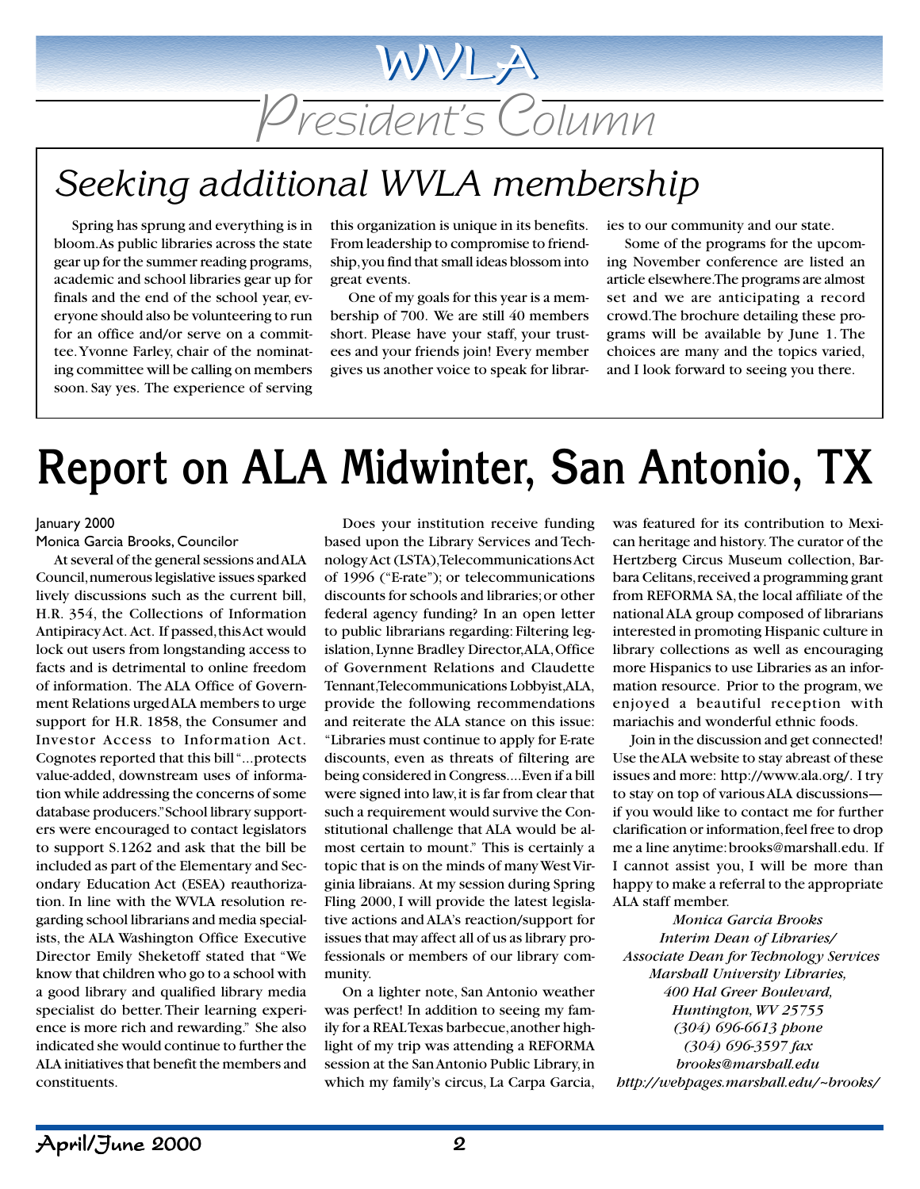# WVLA President's Column

## Seeking additional WVLA membership

Spring has sprung and everything is in bloom. As public libraries across the state gear up for the summer reading programs, academic and school libraries gear up for finals and the end of the school year, everyone should also be volunteering to run for an office and/or serve on a committee. Yvonne Farley, chair of the nominating committee will be calling on members soon. Say yes. The experience of serving this organization is unique in its benefits. From leadership to compromise to friendship, you find that small ideas blossom into great events.

One of my goals for this year is a membership of 700. We are still 40 members short. Please have your staff, your trustees and your friends join! Every member gives us another voice to speak for libraries to our community and our state.

Some of the programs for the upcoming November conference are listed an article elsewhere. The programs are almost set and we are anticipating a record crowd. The brochure detailing these programs will be available by June 1. The choices are many and the topics varied, and I look forward to seeing you there.

# Report on ALA Midwinter, San Antonio, TX

January 2000

Monica Garcia Brooks, Councilor

At several of the general sessions and ALA Council, numerous legislative issues sparked lively discussions such as the current bill, H.R. 354, the Collections of Information Antipiracy Act. Act. If passed, this Act would lock out users from longstanding access to facts and is detrimental to online freedom of information. The ALA Office of Government Relations urged ALA members to urge support for H.R. 1858, the Consumer and Investor Access to Information Act. Cognotes reported that this bill "...protects value-added, downstream uses of information while addressing the concerns of some database producers." School library supporters were encouraged to contact legislators to support S.1262 and ask that the bill be included as part of the Elementary and Secondary Education Act (ESEA) reauthorization. In line with the WVLA resolution regarding school librarians and media specialists, the ALA Washington Office Executive Director Emily Sheketoff stated that "We know that children who go to a school with a good library and qualified library media specialist do better. Their learning experience is more rich and rewarding." She also indicated she would continue to further the ALA initiatives that benefit the members and constituents.

Does your institution receive funding based upon the Library Services and Technology Act (LSTA), Telecommunications Act of 1996 ("E-rate"); or telecommunications discounts for schools and libraries; or other federal agency funding? In an open letter to public librarians regarding: Filtering legislation, Lynne Bradley Director, ALA, Office of Government Relations and Claudette Tennant, Telecommunications Lobbyist, ALA, provide the following recommendations and reiterate the ALA stance on this issue: "Libraries must continue to apply for E-rate discounts, even as threats of filtering are being considered in Congress.... Even if a bill were signed into law, it is far from clear that such a requirement would survive the Constitutional challenge that ALA would be almost certain to mount." This is certainly a topic that is on the minds of many West Virginia libraians. At my session during Spring Fling 2000, I will provide the latest legislative actions and ALA's reaction/support for issues that may affect all of us as library professionals or members of our library community.

On a lighter note, San Antonio weather was perfect! In addition to seeing my family for a REAL Texas barbecue, another highlight of my trip was attending a REFORMA session at the San Antonio Public Library, in which my family's circus, La Carpa Garcia, was featured for its contribution to Mexican heritage and history. The curator of the Hertzberg Circus Museum collection, Barbara Celitans, received a programming grant from REFORMA SA, the local affiliate of the national ALA group composed of librarians interested in promoting Hispanic culture in library collections as well as encouraging more Hispanics to use Libraries as an information resource. Prior to the program, we enjoyed a beautiful reception with mariachis and wonderful ethnic foods.

Join in the discussion and get connected! Use the ALA website to stay abreast of these issues and more: http://www.ala.org/. I try to stay on top of various ALA discussions—if you would like to contact me for further clarification or information, feel free to drop me a line anytime: brooks@marshall.edu. If I cannot assist you, I will be more than happy to make a referral to the appropriate ALA staff member.

*Monica Garcia Brooks*
*Interim Dean of Libraries/*
*Associate Dean for Technology Services*
*Marshall University Libraries,*
*400 Hal Greer Boulevard,*
*Huntington, WV 25755*
*(304) 696-6613 phone*
*(304) 696-3597 fax*
*brooks@marshall.edu*
*http://webpages.marshall.edu/~brooks/*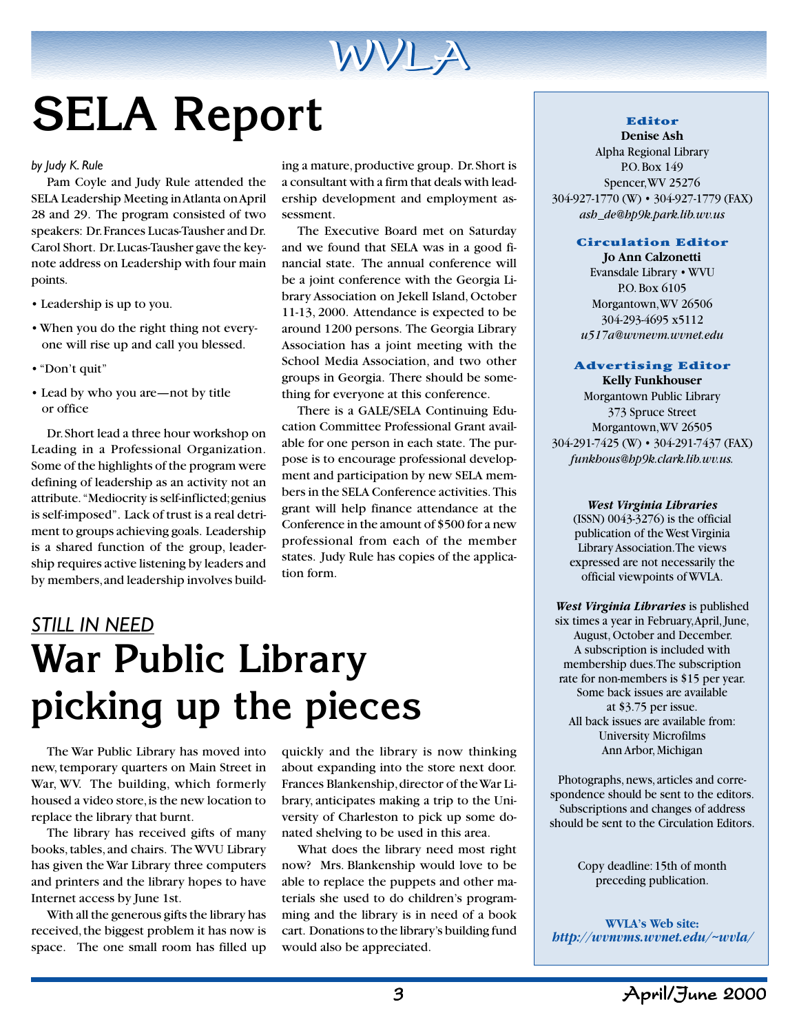# SELA Report

*by Judy K. Rule*

Pam Coyle and Judy Rule attended the SELA Leadership Meeting in Atlanta on April 28 and 29. The program consisted of two speakers: Dr. Frances Lucas-Tausher and Dr. Carol Short. Dr. Lucas-Tausher gave the keynote address on Leadership with four main points.

- Leadership is up to you.
- When you do the right thing not everyone will rise up and call you blessed.
- "Don't quit"
- Lead by who you are—not by title or office

Dr. Short lead a three hour workshop on Leading in a Professional Organization. Some of the highlights of the program were defining of leadership as an activity not an attribute. "Mediocrity is self-inflicted; genius is self-imposed". Lack of trust is a real detriment to groups achieving goals. Leadership is a shared function of the group, leadership requires active listening by leaders and by members, and leadership involves building a mature, productive group. Dr. Short is a consultant with a firm that deals with leadership development and employment assessment.

The Executive Board met on Saturday and we found that SELA was in a good financial state. The annual conference will be a joint conference with the Georgia Library Association on Jekell Island, October 11-13, 2000. Attendance is expected to be around 1200 persons. The Georgia Library Association has a joint meeting with the School Media Association, and two other groups in Georgia. There should be something for everyone at this conference.

There is a GALE/SELA Continuing Education Committee Professional Grant available for one person in each state. The purpose is to encourage professional development and participation by new SELA members in the SELA Conference activities. This grant will help finance attendance at the Conference in the amount of $500 for a new professional from each of the member states. Judy Rule has copies of the application form.

*STILL IN NEED*

# War Public Library picking up the pieces

The War Public Library has moved into new, temporary quarters on Main Street in War, WV. The building, which formerly housed a video store, is the new location to replace the library that burnt.

The library has received gifts of many books, tables, and chairs. The WVU Library has given the War Library three computers and printers and the library hopes to have Internet access by June 1st.

With all the generous gifts the library has received, the biggest problem it has now is space. The one small room has filled up quickly and the library is now thinking about expanding into the store next door. Frances Blankenship, director of the War Library, anticipates making a trip to the University of Charleston to pick up some donated shelving to be used in this area.

What does the library need most right now? Mrs. Blankenship would love to be able to replace the puppets and other materials she used to do children's programming and the library is in need of a book cart. Donations to the library's building fund would also be appreciated.

---

**Editor**
**Denise Ash**
Alpha Regional Library
P.O. Box 149
Spencer, WV 25276
304-927-1770 (W) • 304-927-1779 (FAX)
*ash_de@hp9k.park.lib.wv.us*

**Circulation Editor**
**Jo Ann Calzonetti**
Evansdale Library • WVU
P.O. Box 6105
Morgantown, WV 26506
304-293-4695 x5112
*u517a@wvnvm.wvnet.edu*

**Advertising Editor**
**Kelly Funkhouser**
Morgantown Public Library
373 Spruce Street
Morgantown, WV 26505
304-291-7425 (W) • 304-291-7437 (FAX)
*funkhous@hp9k.clark.lib.wv.us.*

***West Virginia Libraries*** (ISSN) 0043-3276) is the official publication of the West Virginia Library Association. The views expressed are not necessarily the official viewpoints of WVLA.

***West Virginia Libraries*** is published six times a year in February, April, June, August, October and December. A subscription is included with membership dues. The subscription rate for non-members is $15 per year. Some back issues are available at $3.75 per issue. All back issues are available from: University Microfilms Ann Arbor, Michigan

Photographs, news, articles and correspondence should be sent to the editors. Subscriptions and changes of address should be sent to the Circulation Editors.

Copy deadline: 15th of month preceding publication.

**WVLA's Web site:**
***http://wvnvms.wvnet.edu/~wvla/***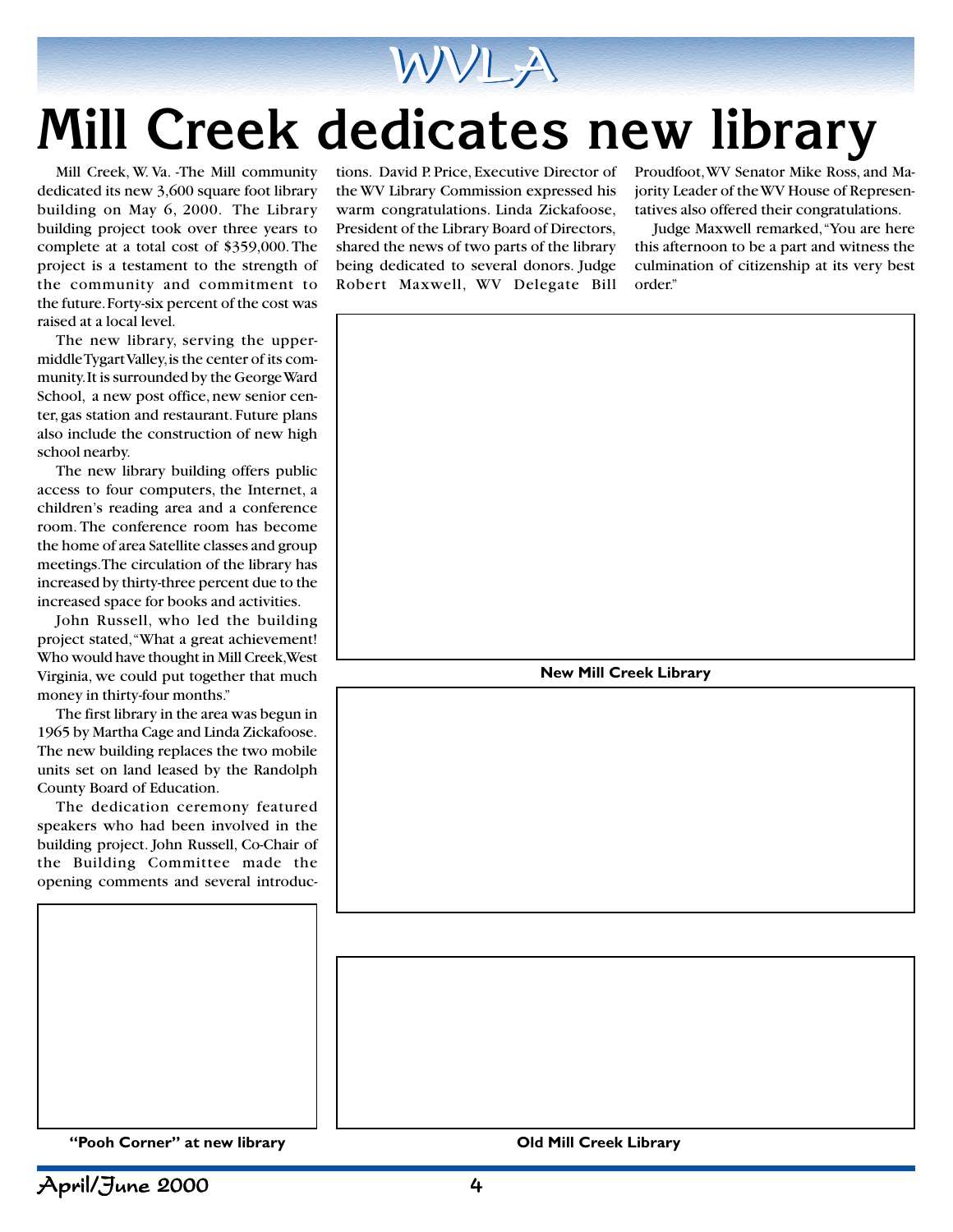# Mill Creek dedicates new library

Mill Creek, W. Va. -The Mill community dedicated its new 3,600 square foot library building on May 6, 2000. The Library building project took over three years to complete at a total cost of $359,000. The project is a testament to the strength of the community and commitment to the future. Forty-six percent of the cost was raised at a local level.

The new library, serving the upper-middle Tygart Valley, is the center of its community. It is surrounded by the George Ward School, a new post office, new senior center, gas station and restaurant. Future plans also include the construction of new high school nearby.

The new library building offers public access to four computers, the Internet, a children's reading area and a conference room. The conference room has become the home of area Satellite classes and group meetings. The circulation of the library has increased by thirty-three percent due to the increased space for books and activities.

John Russell, who led the building project stated, "What a great achievement! Who would have thought in Mill Creek, West Virginia, we could put together that much money in thirty-four months."

The first library in the area was begun in 1965 by Martha Cage and Linda Zickafoose. The new building replaces the two mobile units set on land leased by the Randolph County Board of Education.

The dedication ceremony featured speakers who had been involved in the building project. John Russell, Co-Chair of the Building Committee made the opening comments and several introductions. David P. Price, Executive Director of the WV Library Commission expressed his warm congratulations. Linda Zickafoose, President of the Library Board of Directors, shared the news of two parts of the library being dedicated to several donors. Judge Robert Maxwell, WV Delegate Bill Proudfoot, WV Senator Mike Ross, and Majority Leader of the WV House of Representatives also offered their congratulations.

Judge Maxwell remarked, "You are here this afternoon to be a part and witness the culmination of citizenship at its very best order."

**New Mill Creek Library**

**"Pooh Corner" at new library**

**Old Mill Creek Library**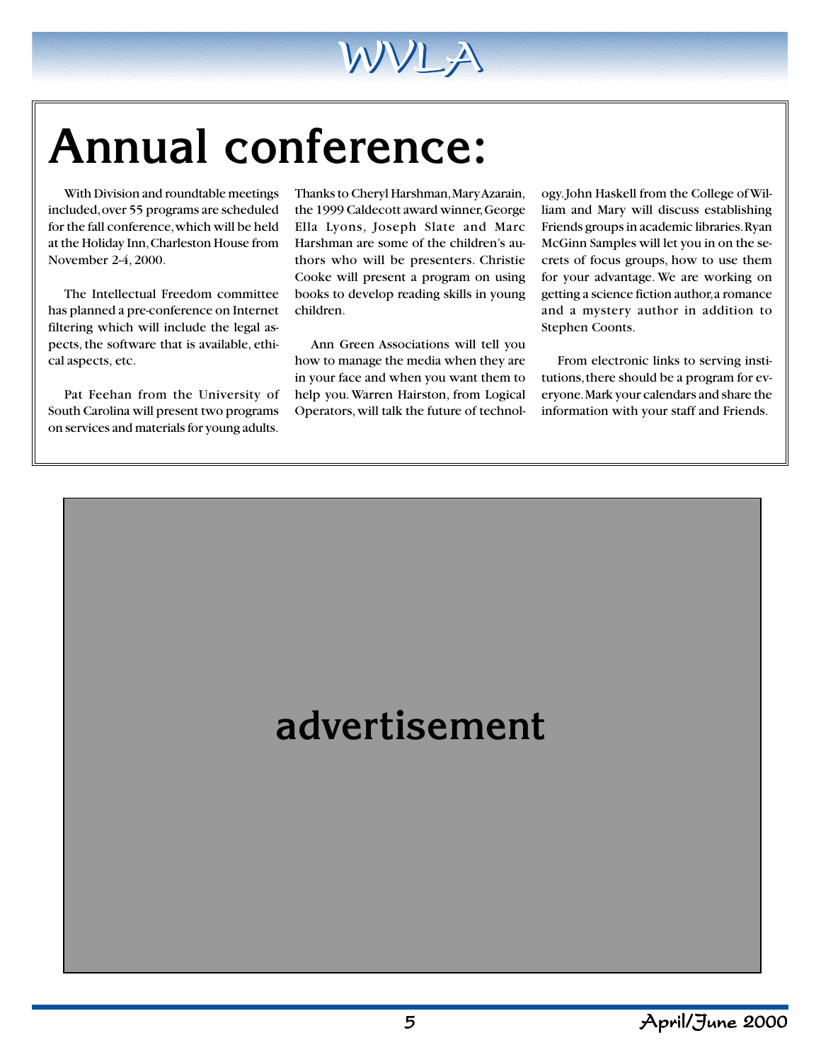# Annual conference:

With Division and roundtable meetings included, over 55 programs are scheduled for the fall conference, which will be held at the Holiday Inn, Charleston House from November 2-4, 2000.

The Intellectual Freedom committee has planned a pre-conference on Internet filtering which will include the legal aspects, the software that is available, ethical aspects, etc.

Pat Feehan from the University of South Carolina will present two programs on services and materials for young adults. Thanks to Cheryl Harshman, Mary Azarain, the 1999 Caldecott award winner, George Ella Lyons, Joseph Slate and Marc Harshman are some of the children's authors who will be presenters. Christie Cooke will present a program on using books to develop reading skills in young children.

Ann Green Associations will tell you how to manage the media when they are in your face and when you want them to help you. Warren Hairston, from Logical Operators, will talk the future of technology. John Haskell from the College of William and Mary will discuss establishing Friends groups in academic libraries. Ryan McGinn Samples will let you in on the secrets of focus groups, how to use them for your advantage. We are working on getting a science fiction author, a romance and a mystery author in addition to Stephen Coonts.

From electronic links to serving institutions, there should be a program for everyone. Mark your calendars and share the information with your staff and Friends.

advertisement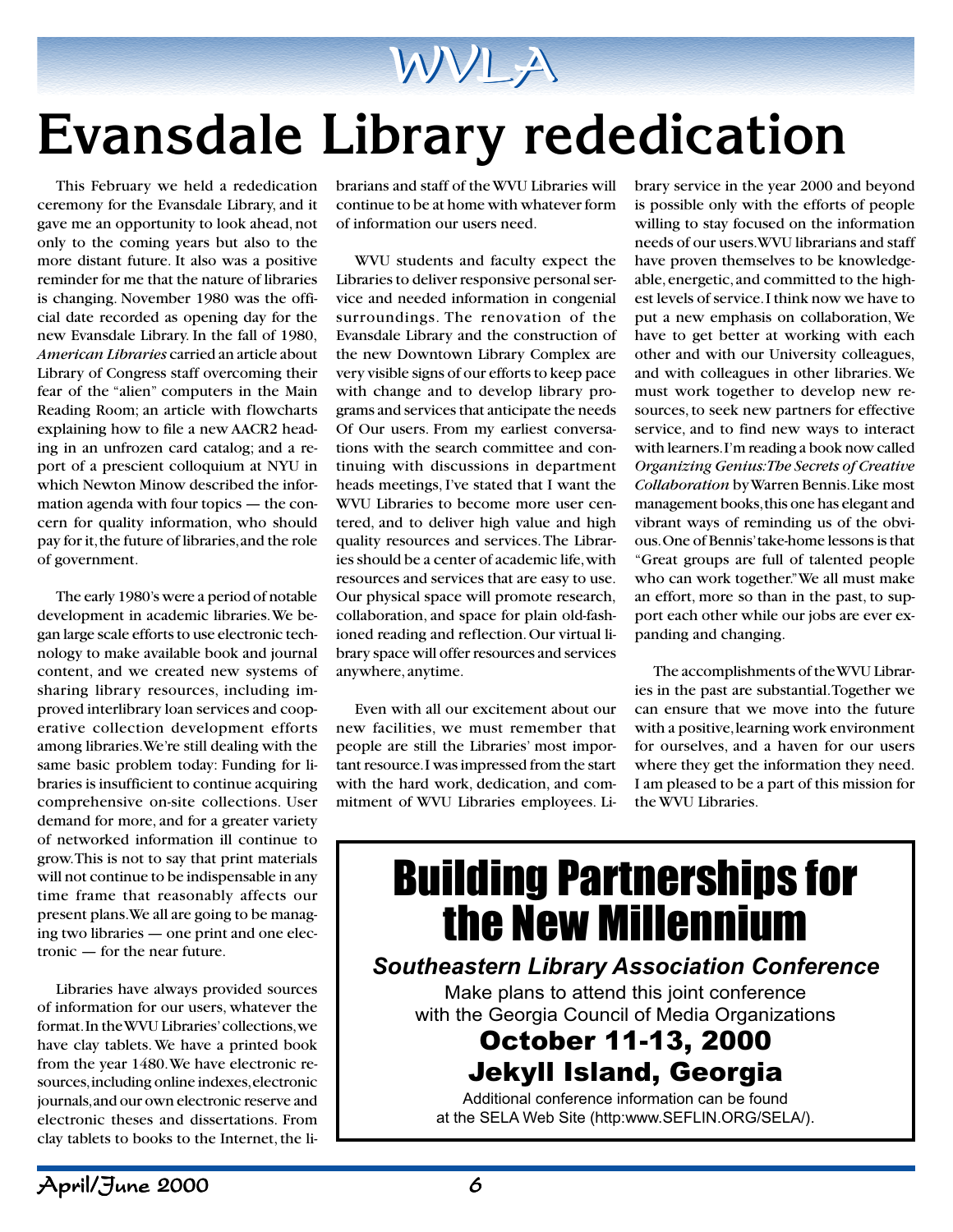# Evansdale Library rededication

This February we held a rededication ceremony for the Evansdale Library, and it gave me an opportunity to look ahead, not only to the coming years but also to the more distant future. It also was a positive reminder for me that the nature of libraries is changing. November 1980 was the official date recorded as opening day for the new Evansdale Library. In the fall of 1980, *American Libraries* carried an article about Library of Congress staff overcoming their fear of the "alien" computers in the Main Reading Room; an article with flowcharts explaining how to file a new AACR2 heading in an unfrozen card catalog; and a report of a prescient colloquium at NYU in which Newton Minow described the information agenda with four topics — the concern for quality information, who should pay for it, the future of libraries, and the role of government.

The early 1980's were a period of notable development in academic libraries. We began large scale efforts to use electronic technology to make available book and journal content, and we created new systems of sharing library resources, including improved interlibrary loan services and cooperative collection development efforts among libraries. We're still dealing with the same basic problem today: Funding for libraries is insufficient to continue acquiring comprehensive on-site collections. User demand for more, and for a greater variety of networked information ill continue to grow. This is not to say that print materials will not continue to be indispensable in any time frame that reasonably affects our present plans. We all are going to be managing two libraries — one print and one electronic — for the near future.

Libraries have always provided sources of information for our users, whatever the format. In the WVU Libraries' collections, we have clay tablets. We have a printed book from the year 1480. We have electronic resources, including online indexes, electronic journals, and our own electronic reserve and electronic theses and dissertations. From clay tablets to books to the Internet, the librarians and staff of the WVU Libraries will continue to be at home with whatever form of information our users need.

WVU students and faculty expect the Libraries to deliver responsive personal service and needed information in congenial surroundings. The renovation of the Evansdale Library and the construction of the new Downtown Library Complex are very visible signs of our efforts to keep pace with change and to develop library programs and services that anticipate the needs Of Our users. From my earliest conversations with the search committee and continuing with discussions in department heads meetings, I've stated that I want the WVU Libraries to become more user centered, and to deliver high value and high quality resources and services. The Libraries should be a center of academic life, with resources and services that are easy to use. Our physical space will promote research, collaboration, and space for plain old-fashioned reading and reflection. Our virtual library space will offer resources and services anywhere, anytime.

Even with all our excitement about our new facilities, we must remember that people are still the Libraries' most important resource. I was impressed from the start with the hard work, dedication, and commitment of WVU Libraries employees. Library service in the year 2000 and beyond is possible only with the efforts of people willing to stay focused on the information needs of our users. WVU librarians and staff have proven themselves to be knowledgeable, energetic, and committed to the highest levels of service. I think now we have to put a new emphasis on collaboration, We have to get better at working with each other and with our University colleagues, and with colleagues in other libraries. We must work together to develop new resources, to seek new partners for effective service, and to find new ways to interact with learners. I'm reading a book now called *Organizing Genius: The Secrets of Creative Collaboration* by Warren Bennis. Like most management books, this one has elegant and vibrant ways of reminding us of the obvious. One of Bennis' take-home lessons is that "Great groups are full of talented people who can work together." We all must make an effort, more so than in the past, to support each other while our jobs are ever expanding and changing.

The accomplishments of the WVU Libraries in the past are substantial. Together we can ensure that we move into the future with a positive, learning work environment for ourselves, and a haven for our users where they get the information they need. I am pleased to be a part of this mission for the WVU Libraries.

---

## Building Partnerships for the New Millennium

***Southeastern Library Association Conference***

Make plans to attend this joint conference with the Georgia Council of Media Organizations

**October 11-13, 2000**
**Jekyll Island, Georgia**

Additional conference information can be found at the SELA Web Site (http:www.SEFLIN.ORG/SELA/).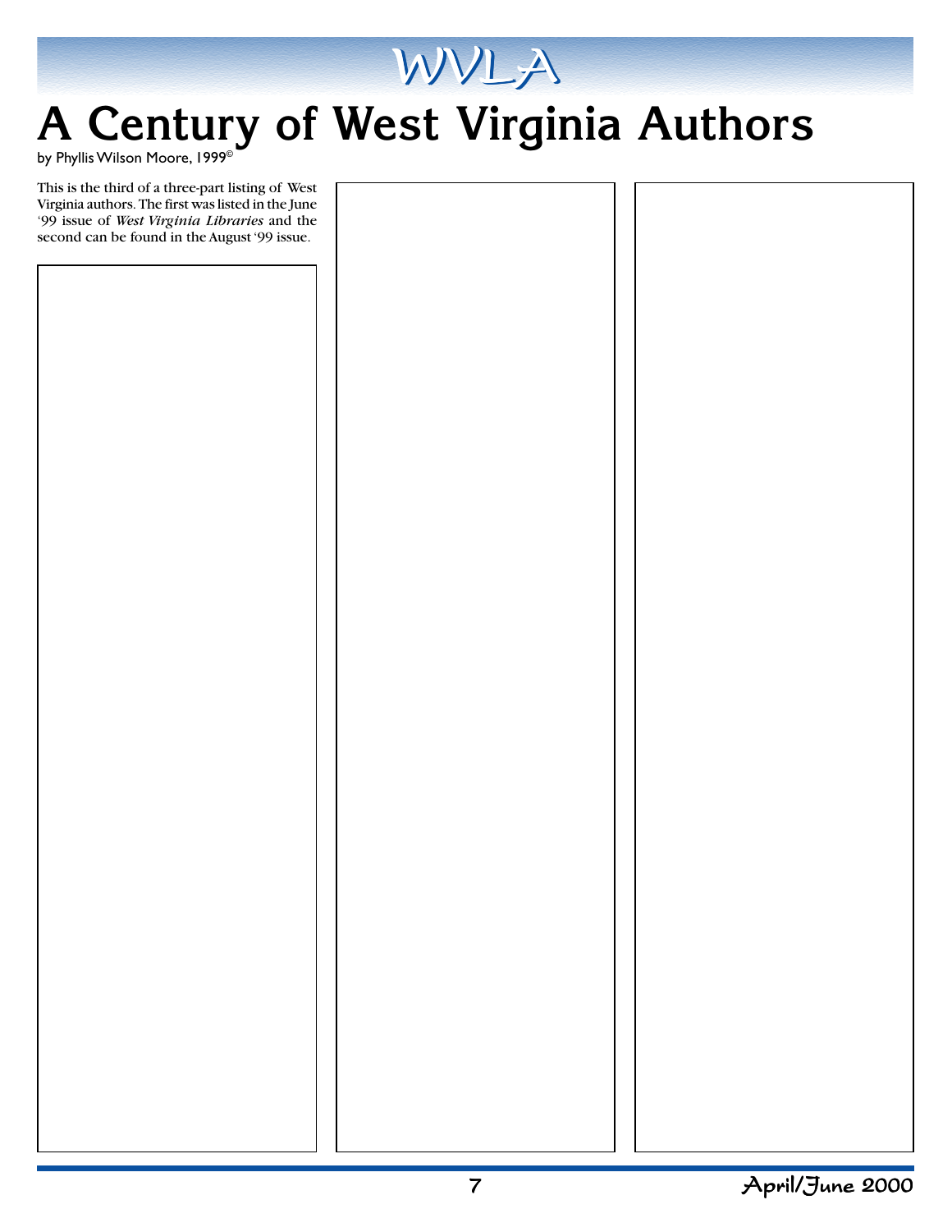# A Century of West Virginia Authors

by Phyllis Wilson Moore, 1999©

This is the third of a three-part listing of West Virginia authors. The first was listed in the June '99 issue of *West Virginia Libraries* and the second can be found in the August '99 issue.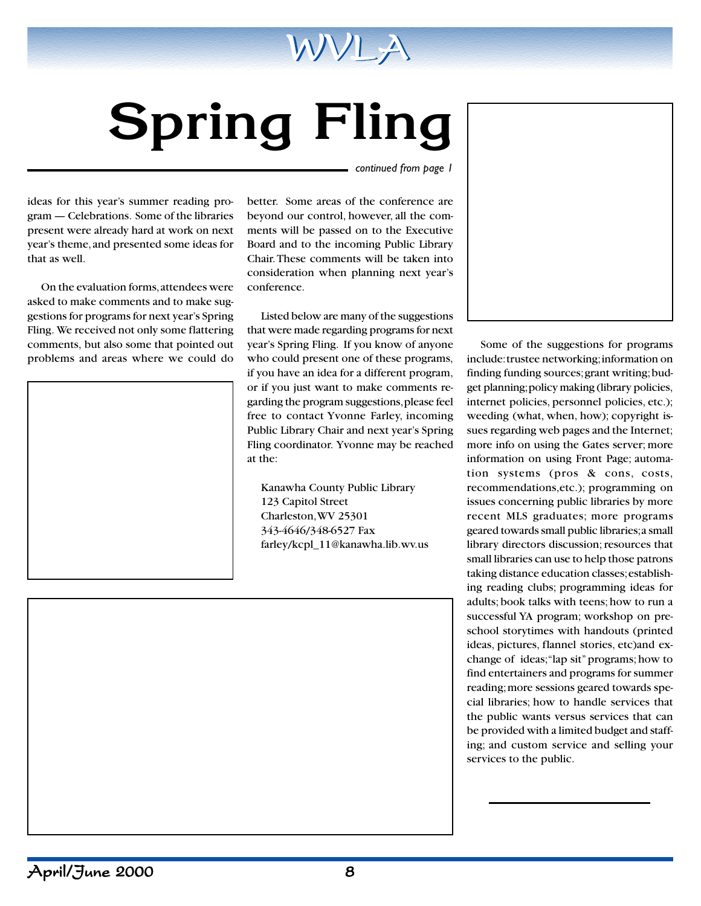# Spring Fling

*continued from page 1*

ideas for this year's summer reading program — Celebrations. Some of the libraries present were already hard at work on next year's theme, and presented some ideas for that as well.

On the evaluation forms, attendees were asked to make comments and to make suggestions for programs for next year's Spring Fling. We received not only some flattering comments, but also some that pointed out problems and areas where we could do better. Some areas of the conference are beyond our control, however, all the comments will be passed on to the Executive Board and to the incoming Public Library Chair. These comments will be taken into consideration when planning next year's conference.

Listed below are many of the suggestions that were made regarding programs for next year's Spring Fling. If you know of anyone who could present one of these programs, if you have an idea for a different program, or if you just want to make comments regarding the program suggestions, please feel free to contact Yvonne Farley, incoming Public Library Chair and next year's Spring Fling coordinator. Yvonne may be reached at the:

Kanawha County Public Library
123 Capitol Street
Charleston, WV 25301
343-4646/348-6527 Fax
farley/kcpl_11@kanawha.lib.wv.us

Some of the suggestions for programs include: trustee networking; information on finding funding sources; grant writing; budget planning; policy making (library policies, internet policies, personnel policies, etc.); weeding (what, when, how); copyright issues regarding web pages and the Internet; more info on using the Gates server; more information on using Front Page; automation systems (pros & cons, costs, recommendations, etc.); programming on issues concerning public libraries by more recent MLS graduates; more programs geared towards small public libraries; a small library directors discussion; resources that small libraries can use to help those patrons taking distance education classes; establishing reading clubs; programming ideas for adults; book talks with teens; how to run a successful YA program; workshop on preschool storytimes with handouts (printed ideas, pictures, flannel stories, etc) and exchange of ideas; "lap sit" programs; how to find entertainers and programs for summer reading; more sessions geared towards special libraries; how to handle services that the public wants versus services that can be provided with a limited budget and staffing; and custom service and selling your services to the public.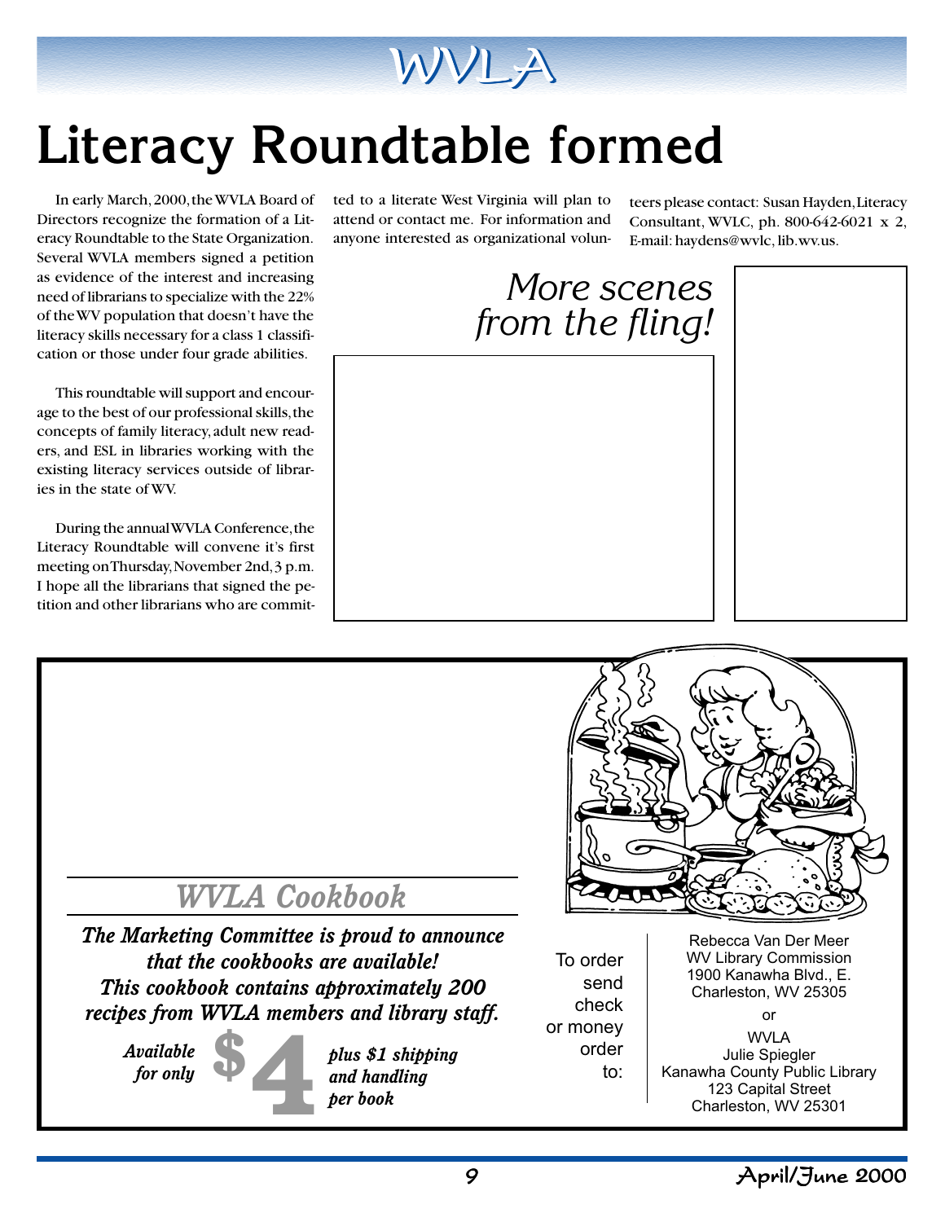# Literacy Roundtable formed

In early March, 2000, the WVLA Board of Directors recognize the formation of a Literacy Roundtable to the State Organization. Several WVLA members signed a petition as evidence of the interest and increasing need of librarians to specialize with the 22% of the WV population that doesn't have the literacy skills necessary for a class 1 classification or those under four grade abilities.

This roundtable will support and encourage to the best of our professional skills, the concepts of family literacy, adult new readers, and ESL in libraries working with the existing literacy services outside of libraries in the state of WV.

During the annual WVLA Conference, the Literacy Roundtable will convene it's first meeting on Thursday, November 2nd, 3 p.m. I hope all the librarians that signed the petition and other librarians who are committed to a literate West Virginia will plan to attend or contact me. For information and anyone interested as organizational volunteers please contact: Susan Hayden, Literacy Consultant, WVLC, ph. 800-642-6021 x 2, E-mail: haydens@wvlc, lib.wv.us.

## *More scenes from the fling!*

## *WVLA Cookbook*

***The Marketing Committee is proud to announce that the cookbooks are available! This cookbook contains approximately 200 recipes from WVLA members and library staff.***

***Available for only*** **$4** ***plus $1 shipping and handling per book***

To order send check or money order to:

Rebecca Van Der Meer
WV Library Commission
1900 Kanawha Blvd., E.
Charleston, WV 25305

or

WVLA
Julie Spiegler
Kanawha County Public Library
123 Capital Street
Charleston, WV 25301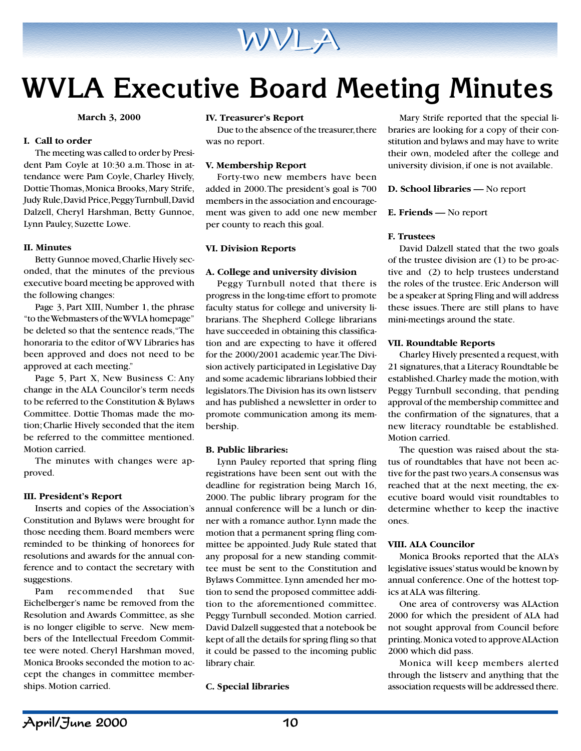# WVLA Executive Board Meeting Minutes

**March 3, 2000**

**I. Call to order**

The meeting was called to order by President Pam Coyle at 10:30 a.m. Those in attendance were Pam Coyle, Charley Hively, Dottie Thomas, Monica Brooks, Mary Strife, Judy Rule, David Price, Peggy Turnbull, David Dalzell, Cheryl Harshman, Betty Gunnoe, Lynn Pauley, Suzette Lowe.

**II. Minutes**

Betty Gunnoe moved, Charlie Hively seconded, that the minutes of the previous executive board meeting be approved with the following changes:

Page 3, Part XIII, Number 1, the phrase "to the Webmasters of the WVLA homepage" be deleted so that the sentence reads, "The honoraria to the editor of WV Libraries has been approved and does not need to be approved at each meeting."

Page 5, Part X, New Business C: Any change in the ALA Councilor's term needs to be referred to the Constitution & Bylaws Committee. Dottie Thomas made the motion; Charlie Hively seconded that the item be referred to the committee mentioned. Motion carried.

The minutes with changes were approved.

**III. President's Report**

Inserts and copies of the Association's Constitution and Bylaws were brought for those needing them. Board members were reminded to be thinking of honorees for resolutions and awards for the annual conference and to contact the secretary with suggestions.

Pam recommended that Sue Eichelberger's name be removed from the Resolution and Awards Committee, as she is no longer eligible to serve. New members of the Intellectual Freedom Committee were noted. Cheryl Harshman moved, Monica Brooks seconded the motion to accept the changes in committee memberships. Motion carried.

**IV. Treasurer's Report**

Due to the absence of the treasurer, there was no report.

**V. Membership Report**

Forty-two new members have been added in 2000. The president's goal is 700 members in the association and encouragement was given to add one new member per county to reach this goal.

**VI. Division Reports**

**A. College and university division**

Peggy Turnbull noted that there is progress in the long-time effort to promote faculty status for college and university librarians. The Shepherd College librarians have succeeded in obtaining this classification and are expecting to have it offered for the 2000/2001 academic year. The Division actively participated in Legislative Day and some academic librarians lobbied their legislators. The Division has its own listserv and has published a newsletter in order to promote communication among its membership.

**B. Public libraries:**

Lynn Pauley reported that spring fling registrations have been sent out with the deadline for registration being March 16, 2000. The public library program for the annual conference will be a lunch or dinner with a romance author. Lynn made the motion that a permanent spring fling committee be appointed. Judy Rule stated that any proposal for a new standing committee must be sent to the Constitution and Bylaws Committee. Lynn amended her motion to send the proposed committee addition to the aforementioned committee. Peggy Turnbull seconded. Motion carried. David Dalzell suggested that a notebook be kept of all the details for spring fling so that it could be passed to the incoming public library chair.

**C. Special libraries**

Mary Strife reported that the special libraries are looking for a copy of their constitution and bylaws and may have to write their own, modeled after the college and university division, if one is not available.

**D. School libraries —** No report

**E. Friends —** No report

**F. Trustees**

David Dalzell stated that the two goals of the trustee division are (1) to be pro-active and (2) to help trustees understand the roles of the trustee. Eric Anderson will be a speaker at Spring Fling and will address these issues. There are still plans to have mini-meetings around the state.

**VII. Roundtable Reports**

Charley Hively presented a request, with 21 signatures, that a Literacy Roundtable be established. Charley made the motion, with Peggy Turnbull seconding, that pending approval of the membership committee and the confirmation of the signatures, that a new literacy roundtable be established. Motion carried.

The question was raised about the status of roundtables that have not been active for the past two years. A consensus was reached that at the next meeting, the executive board would visit roundtables to determine whether to keep the inactive ones.

**VIII. ALA Councilor**

Monica Brooks reported that the ALA's legislative issues' status would be known by annual conference. One of the hottest topics at ALA was filtering.

One area of controversy was ALAction 2000 for which the president of ALA had not sought approval from Council before printing. Monica voted to approve ALAction 2000 which did pass.

Monica will keep members alerted through the listserv and anything that the association requests will be addressed there.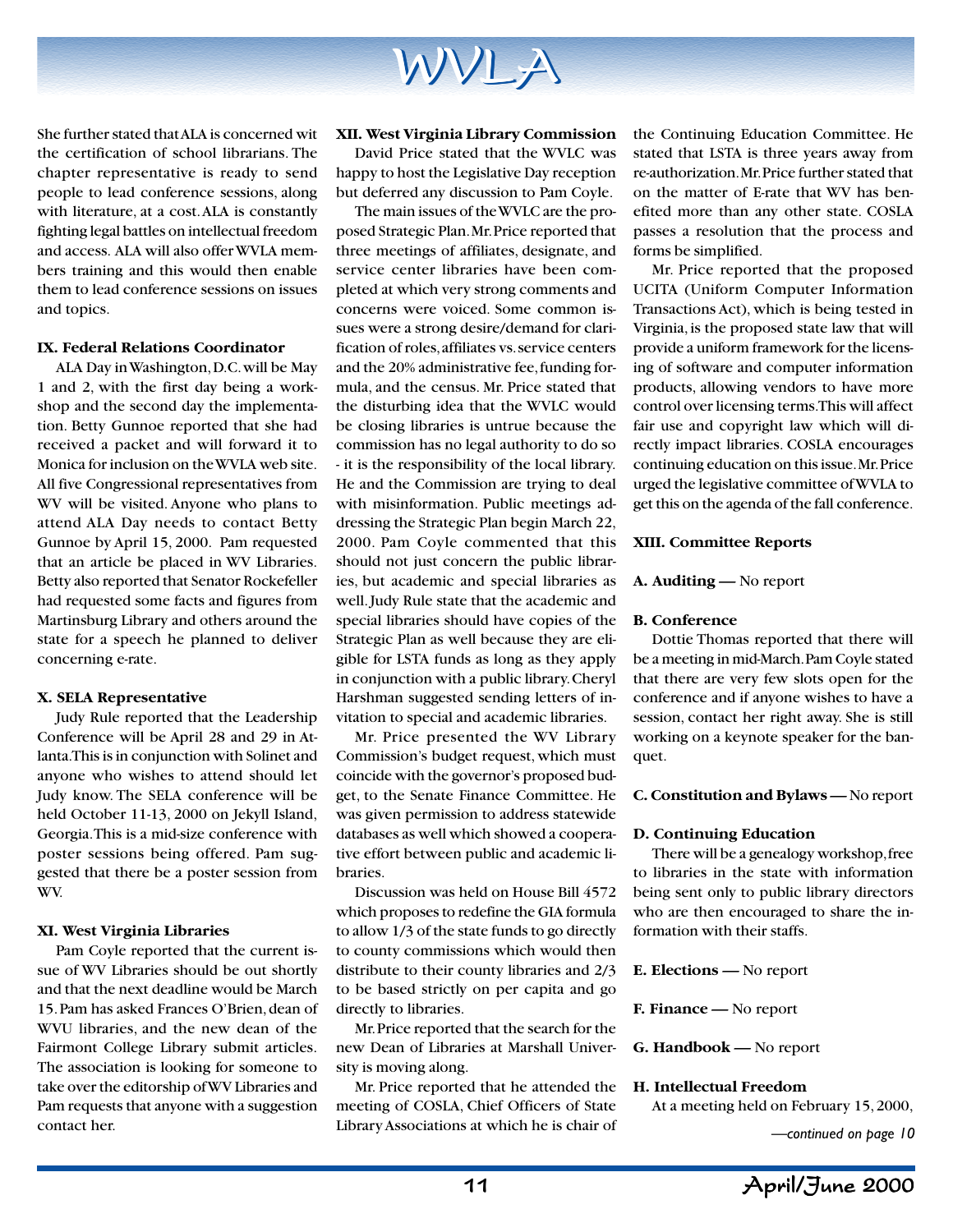She further stated that ALA is concerned wit the certification of school librarians. The chapter representative is ready to send people to lead conference sessions, along with literature, at a cost. ALA is constantly fighting legal battles on intellectual freedom and access. ALA will also offer WVLA members training and this would then enable them to lead conference sessions on issues and topics.

**IX. Federal Relations Coordinator**

ALA Day in Washington, D.C. will be May 1 and 2, with the first day being a workshop and the second day the implementation. Betty Gunnoe reported that she had received a packet and will forward it to Monica for inclusion on the WVLA web site. All five Congressional representatives from WV will be visited. Anyone who plans to attend ALA Day needs to contact Betty Gunnoe by April 15, 2000. Pam requested that an article be placed in WV Libraries. Betty also reported that Senator Rockefeller had requested some facts and figures from Martinsburg Library and others around the state for a speech he planned to deliver concerning e-rate.

**X. SELA Representative**

Judy Rule reported that the Leadership Conference will be April 28 and 29 in Atlanta. This is in conjunction with Solinet and anyone who wishes to attend should let Judy know. The SELA conference will be held October 11-13, 2000 on Jekyll Island, Georgia. This is a mid-size conference with poster sessions being offered. Pam suggested that there be a poster session from WV.

**XI. West Virginia Libraries**

Pam Coyle reported that the current issue of WV Libraries should be out shortly and that the next deadline would be March 15. Pam has asked Frances O'Brien, dean of WVU libraries, and the new dean of the Fairmont College Library submit articles. The association is looking for someone to take over the editorship of WV Libraries and Pam requests that anyone with a suggestion contact her.

**XII. West Virginia Library Commission**

David Price stated that the WVLC was happy to host the Legislative Day reception but deferred any discussion to Pam Coyle.

The main issues of the WVLC are the proposed Strategic Plan. Mr. Price reported that three meetings of affiliates, designate, and service center libraries have been completed at which very strong comments and concerns were voiced. Some common issues were a strong desire/demand for clarification of roles, affiliates vs. service centers and the 20% administrative fee, funding formula, and the census. Mr. Price stated that the disturbing idea that the WVLC would be closing libraries is untrue because the commission has no legal authority to do so - it is the responsibility of the local library. He and the Commission are trying to deal with misinformation. Public meetings addressing the Strategic Plan begin March 22, 2000. Pam Coyle commented that this should not just concern the public libraries, but academic and special libraries as well. Judy Rule state that the academic and special libraries should have copies of the Strategic Plan as well because they are eligible for LSTA funds as long as they apply in conjunction with a public library. Cheryl Harshman suggested sending letters of invitation to special and academic libraries.

Mr. Price presented the WV Library Commission's budget request, which must coincide with the governor's proposed budget, to the Senate Finance Committee. He was given permission to address statewide databases as well which showed a cooperative effort between public and academic libraries.

Discussion was held on House Bill 4572 which proposes to redefine the GIA formula to allow 1/3 of the state funds to go directly to county commissions which would then distribute to their county libraries and 2/3 to be based strictly on per capita and go directly to libraries.

Mr. Price reported that the search for the new Dean of Libraries at Marshall University is moving along.

Mr. Price reported that he attended the meeting of COSLA, Chief Officers of State Library Associations at which he is chair of the Continuing Education Committee. He stated that LSTA is three years away from re-authorization. Mr. Price further stated that on the matter of E-rate that WV has benefited more than any other state. COSLA passes a resolution that the process and forms be simplified.

Mr. Price reported that the proposed UCITA (Uniform Computer Information Transactions Act), which is being tested in Virginia, is the proposed state law that will provide a uniform framework for the licensing of software and computer information products, allowing vendors to have more control over licensing terms. This will affect fair use and copyright law which will directly impact libraries. COSLA encourages continuing education on this issue. Mr. Price urged the legislative committee of WVLA to get this on the agenda of the fall conference.

**XIII. Committee Reports**

**A. Auditing —** No report

**B. Conference**

Dottie Thomas reported that there will be a meeting in mid-March. Pam Coyle stated that there are very few slots open for the conference and if anyone wishes to have a session, contact her right away. She is still working on a keynote speaker for the banquet.

**C. Constitution and Bylaws —** No report

**D. Continuing Education**

There will be a genealogy workshop, free to libraries in the state with information being sent only to public library directors who are then encouraged to share the information with their staffs.

**E. Elections —** No report

**F. Finance —** No report

**G. Handbook —** No report

**H. Intellectual Freedom**

At a meeting held on February 15, 2000,

*—continued on page 10*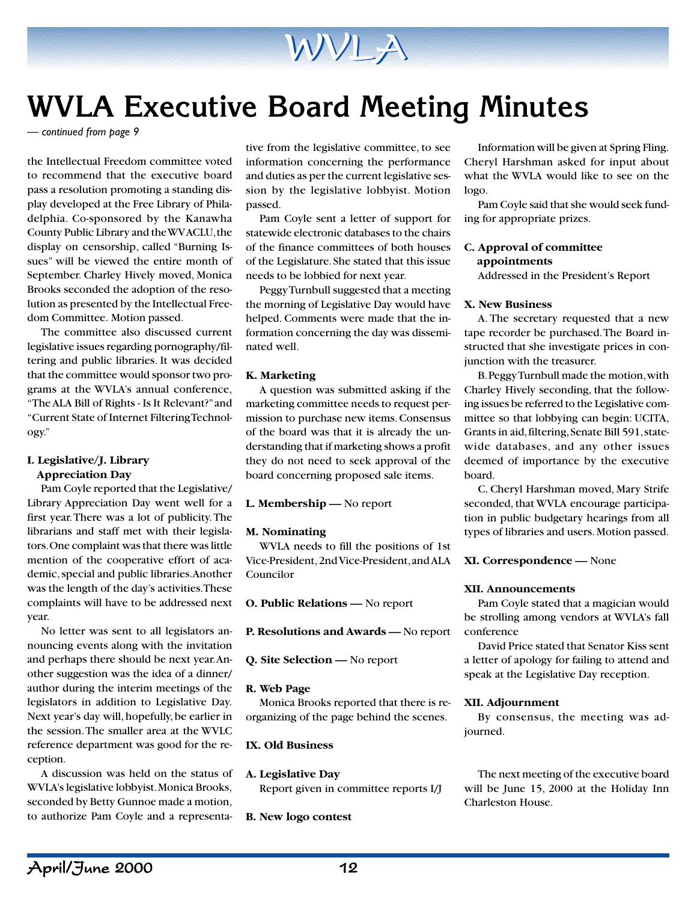# WVLA Executive Board Meeting Minutes

*— continued from page 9*

the Intellectual Freedom committee voted to recommend that the executive board pass a resolution promoting a standing display developed at the Free Library of Philadelphia. Co-sponsored by the Kanawha County Public Library and the WVACLU, the display on censorship, called "Burning Issues" will be viewed the entire month of September. Charley Hively moved, Monica Brooks seconded the adoption of the resolution as presented by the Intellectual Freedom Committee. Motion passed.

The committee also discussed current legislative issues regarding pornography/filtering and public libraries. It was decided that the committee would sponsor two programs at the WVLA's annual conference, "The ALA Bill of Rights - Is It Relevant?" and "Current State of Internet Filtering Technology."

**I. Legislative/J. Library Appreciation Day**

Pam Coyle reported that the Legislative/Library Appreciation Day went well for a first year. There was a lot of publicity. The librarians and staff met with their legislators. One complaint was that there was little mention of the cooperative effort of academic, special and public libraries. Another was the length of the day's activities. These complaints will have to be addressed next year.

No letter was sent to all legislators announcing events along with the invitation and perhaps there should be next year. Another suggestion was the idea of a dinner/author during the interim meetings of the legislators in addition to Legislative Day. Next year's day will, hopefully, be earlier in the session. The smaller area at the WVLC reference department was good for the reception.

A discussion was held on the status of WVLA's legislative lobbyist. Monica Brooks, seconded by Betty Gunnoe made a motion, to authorize Pam Coyle and a representative from the legislative committee, to see information concerning the performance and duties as per the current legislative session by the legislative lobbyist. Motion passed.

Pam Coyle sent a letter of support for statewide electronic databases to the chairs of the finance committees of both houses of the Legislature. She stated that this issue needs to be lobbied for next year.

Peggy Turnbull suggested that a meeting the morning of Legislative Day would have helped. Comments were made that the information concerning the day was disseminated well.

**K. Marketing**

A question was submitted asking if the marketing committee needs to request permission to purchase new items. Consensus of the board was that it is already the understanding that if marketing shows a profit they do not need to seek approval of the board concerning proposed sale items.

**L. Membership —** No report

**M. Nominating**

WVLA needs to fill the positions of 1st Vice-President, 2nd Vice-President, and ALA Councilor

**O. Public Relations —** No report

**P. Resolutions and Awards —** No report

**Q. Site Selection —** No report

**R. Web Page**

Monica Brooks reported that there is reorganizing of the page behind the scenes.

**IX. Old Business**

**A. Legislative Day**

Report given in committee reports I/J

**B. New logo contest**

Information will be given at Spring Fling. Cheryl Harshman asked for input about what the WVLA would like to see on the logo.

Pam Coyle said that she would seek funding for appropriate prizes.

**C. Approval of committee appointments**

Addressed in the President's Report

**X. New Business**

A. The secretary requested that a new tape recorder be purchased. The Board instructed that she investigate prices in conjunction with the treasurer.

B. Peggy Turnbull made the motion, with Charley Hively seconding, that the following issues be referred to the Legislative committee so that lobbying can begin: UCITA, Grants in aid, filtering, Senate Bill 591, statewide databases, and any other issues deemed of importance by the executive board.

C. Cheryl Harshman moved, Mary Strife seconded, that WVLA encourage participation in public budgetary hearings from all types of libraries and users. Motion passed.

**XI. Correspondence —** None

**XII. Announcements**

Pam Coyle stated that a magician would be strolling among vendors at WVLA's fall conference

David Price stated that Senator Kiss sent a letter of apology for failing to attend and speak at the Legislative Day reception.

**XII. Adjournment**

By consensus, the meeting was adjourned.

The next meeting of the executive board will be June 15, 2000 at the Holiday Inn Charleston House.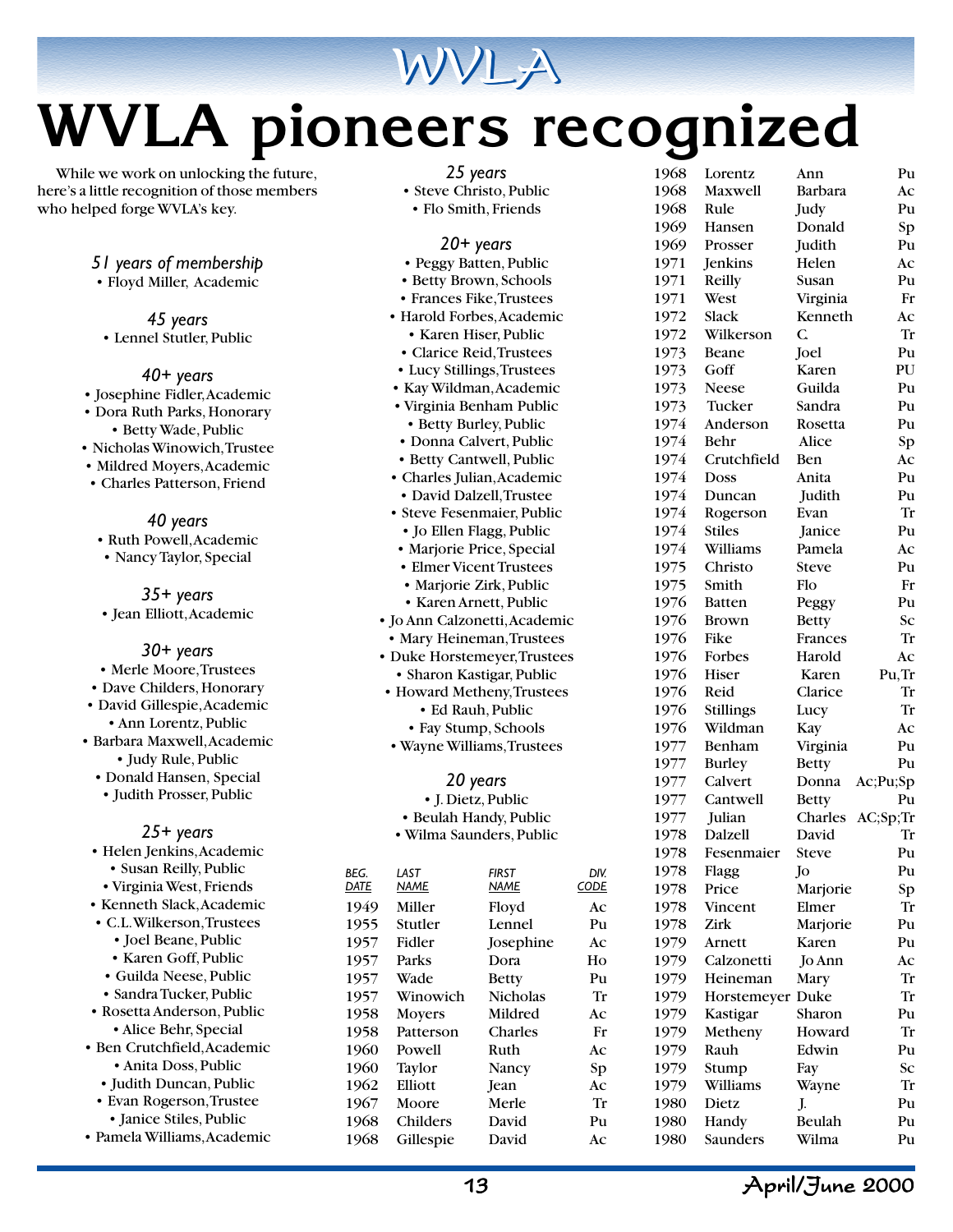# WVLA pioneers recognized

While we work on unlocking the future, here's a little recognition of those members who helped forge WVLA's key.

*51 years of membership*

- Floyd Miller, Academic

*45 years*

- Lennel Stutler, Public

*40+ years*

- Josephine Fidler, Academic
- Dora Ruth Parks, Honorary
- Betty Wade, Public
- Nicholas Winowich, Trustee
- Mildred Moyers, Academic
- Charles Patterson, Friend

*40 years*

- Ruth Powell, Academic
- Nancy Taylor, Special

*35+ years*

- Jean Elliott, Academic

*30+ years*

- Merle Moore, Trustees
- Dave Childers, Honorary
- David Gillespie, Academic
- Ann Lorentz, Public
- Barbara Maxwell, Academic
- Judy Rule, Public
- Donald Hansen, Special
- Judith Prosser, Public

*25+ years*

- Helen Jenkins, Academic
- Susan Reilly, Public
- Virginia West, Friends
- Kenneth Slack, Academic
- C.L. Wilkerson, Trustees
- Joel Beane, Public
- Karen Goff, Public
- Guilda Neese, Public
- Sandra Tucker, Public
- Rosetta Anderson, Public
- Alice Behr, Special
- Ben Crutchfield, Academic
- Anita Doss, Public
- Judith Duncan, Public
- Evan Rogerson, Trustee
- Janice Stiles, Public
- Pamela Williams, Academic

*25 years*

- Steve Christo, Public
- Flo Smith, Friends

*20+ years*

- Peggy Batten, Public
- Betty Brown, Schools
- Frances Fike, Trustees
- Harold Forbes, Academic
- Karen Hiser, Public
- Clarice Reid, Trustees
- Lucy Stillings, Trustees
- Kay Wildman, Academic
- Virginia Benham Public
- Betty Burley, Public
- Donna Calvert, Public
- Betty Cantwell, Public
- Charles Julian, Academic
- David Dalzell, Trustee
- Steve Fesenmaier, Public
- Jo Ellen Flagg, Public
- Marjorie Price, Special
- Elmer Vicent Trustees
- Marjorie Zirk, Public
- Karen Arnett, Public
- Jo Ann Calzonetti, Academic
- Mary Heineman, Trustees
- Duke Horstemeyer, Trustees
- Sharon Kastigar, Public
- Howard Metheny, Trustees
- Ed Rauh, Public
- Fay Stump, Schools
- Wayne Williams, Trustees

*20 years*

- J. Dietz, Public
- Beulah Handy, Public
- Wilma Saunders, Public

| BEG. DATE | LAST NAME | FIRST NAME | DIV. CODE |
|---|---|---|---|
| 1949 | Miller | Floyd | Ac |
| 1955 | Stutler | Lennel | Pu |
| 1957 | Fidler | Josephine | Ac |
| 1957 | Parks | Dora | Ho |
| 1957 | Wade | Betty | Pu |
| 1957 | Winowich | Nicholas | Tr |
| 1958 | Moyers | Mildred | Ac |
| 1958 | Patterson | Charles | Fr |
| 1960 | Powell | Ruth | Ac |
| 1960 | Taylor | Nancy | Sp |
| 1962 | Elliott | Jean | Ac |
| 1967 | Moore | Merle | Tr |
| 1968 | Childers | David | Pu |
| 1968 | Gillespie | David | Ac |
| 1968 | Lorentz | Ann | Pu |
| 1968 | Maxwell | Barbara | Ac |
| 1968 | Rule | Judy | Pu |
| 1969 | Hansen | Donald | Sp |
| 1969 | Prosser | Judith | Pu |
| 1971 | Jenkins | Helen | Ac |
| 1971 | Reilly | Susan | Pu |
| 1971 | West | Virginia | Fr |
| 1972 | Slack | Kenneth | Ac |
| 1972 | Wilkerson | C. | Tr |
| 1973 | Beane | Joel | Pu |
| 1973 | Goff | Karen | PU |
| 1973 | Neese | Guilda | Pu |
| 1973 | Tucker | Sandra | Pu |
| 1974 | Anderson | Rosetta | Pu |
| 1974 | Behr | Alice | Sp |
| 1974 | Crutchfield | Ben | Ac |
| 1974 | Doss | Anita | Pu |
| 1974 | Duncan | Judith | Pu |
| 1974 | Rogerson | Evan | Tr |
| 1974 | Stiles | Janice | Pu |
| 1974 | Williams | Pamela | Ac |
| 1975 | Christo | Steve | Pu |
| 1975 | Smith | Flo | Fr |
| 1976 | Batten | Peggy | Pu |
| 1976 | Brown | Betty | Sc |
| 1976 | Fike | Frances | Tr |
| 1976 | Forbes | Harold | Ac |
| 1976 | Hiser | Karen | Pu,Tr |
| 1976 | Reid | Clarice | Tr |
| 1976 | Stillings | Lucy | Tr |
| 1976 | Wildman | Kay | Ac |
| 1977 | Benham | Virginia | Pu |
| 1977 | Burley | Betty | Pu |
| 1977 | Calvert | Donna | Ac;Pu;Sp |
| 1977 | Cantwell | Betty | Pu |
| 1977 | Julian | Charles | AC;Sp;Tr |
| 1978 | Dalzell | David | Tr |
| 1978 | Fesenmaier | Steve | Pu |
| 1978 | Flagg | Jo | Pu |
| 1978 | Price | Marjorie | Sp |
| 1978 | Vincent | Elmer | Tr |
| 1978 | Zirk | Marjorie | Pu |
| 1979 | Arnett | Karen | Pu |
| 1979 | Calzonetti | Jo Ann | Ac |
| 1979 | Heineman | Mary | Tr |
| 1979 | Horstemeyer | Duke | Tr |
| 1979 | Kastigar | Sharon | Pu |
| 1979 | Metheny | Howard | Tr |
| 1979 | Rauh | Edwin | Pu |
| 1979 | Stump | Fay | Sc |
| 1979 | Williams | Wayne | Tr |
| 1980 | Dietz | J. | Pu |
| 1980 | Handy | Beulah | Pu |
| 1980 | Saunders | Wilma | Pu |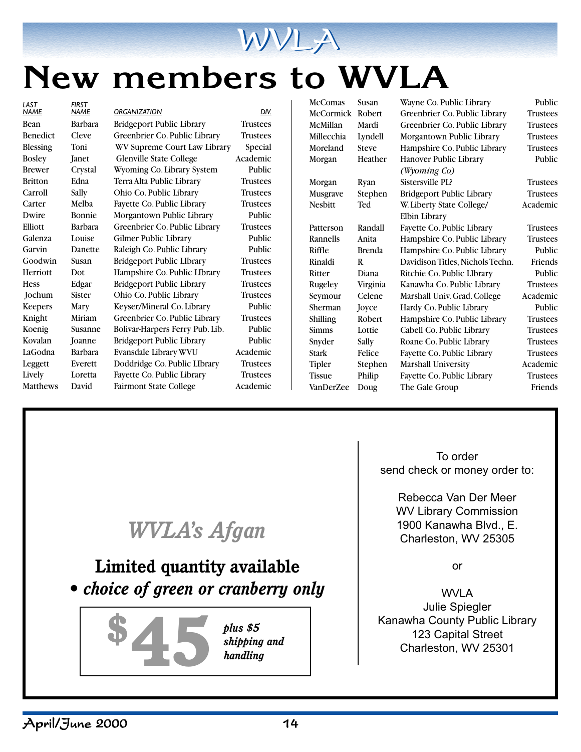# New members to WVLA

| LAST NAME | FIRST NAME | ORGANIZATION | DIV. |
|---|---|---|---|
| Bean | Barbara | Bridgeport Public Library | Trustees |
| Benedict | Cleve | Greenbrier Co. Public Library | Trustees |
| Blessing | Toni | WV Supreme Court Law Library | Special |
| Bosley | Janet | Glenville State College | Academic |
| Brewer | Crystal | Wyoming Co. Library System | Public |
| Britton | Edna | Terra Alta Public Library | Trustees |
| Carroll | Sally | Ohio Co. Public Library | Trustees |
| Carter | Melba | Fayette Co. Public Library | Trustees |
| Dwire | Bonnie | Morgantown Public Library | Public |
| Elliott | Barbara | Greenbrier Co. Public Library | Trustees |
| Galenza | Louise | Gilmer Public Library | Public |
| Garvin | Danette | Raleigh Co. Public Library | Public |
| Goodwin | Susan | Bridgeport Public LIbrary | Trustees |
| Herriott | Dot | Hampshire Co. Public LIbrary | Trustees |
| Hess | Edgar | Bridgeport Public Library | Trustees |
| Jochum | Sister | Ohio Co. Public Library | Trustees |
| Keepers | Mary | Keyser/Mineral Co. Library | Public |
| Knight | Miriam | Greenbrier Co. Public Library | Trustees |
| Koenig | Susanne | Bolivar-Harpers Ferry Pub. Lib. | Public |
| Kovalan | Joanne | Bridgeport Public Library | Public |
| LaGodna | Barbara | Evansdale Library WVU | Academic |
| Leggett | Everett | Doddridge Co. Public LIbrary | Trustees |
| Lively | Loretta | Fayette Co. Public Library | Trustees |
| Matthews | David | Fairmont State College | Academic |
| McComas | Susan | Wayne Co. Public Library | Public |
| McCormick | Robert | Greenbrier Co. Public Library | Trustees |
| McMillan | Mardi | Greenbrier Co. Public Library | Trustees |
| Millecchia | Lyndell | Morgantown Public Library | Trustees |
| Moreland | Steve | Hampshire Co. Public Library | Trustees |
| Morgan | Heather | Hanover Public Library *(Wyoming Co)* | Public |
| Morgan | Ryan | Sistersville PL? | Trustees |
| Musgrave | Stephen | Bridgeport Public Library | Trustees |
| Nesbitt | Ted | W. Liberty State College/ Elbin Library | Academic |
| Patterson | Randall | Fayette Co. Public Library | Trustees |
| Rannells | Anita | Hampshire Co. Public Library | Trustees |
| Riffle | Brenda | Hampshire Co. Public Library | Public |
| Rinaldi | R. | Davidison Titles, Nichols Techn. | Friends |
| Ritter | Diana | Ritchie Co. Public LIbrary | Public |
| Rugeley | Virginia | Kanawha Co. Public Library | Trustees |
| Seymour | Celene | Marshall Univ. Grad. College | Academic |
| Sherman | Joyce | Hardy Co. Public Library | Public |
| Shilling | Robert | Hampshire Co. Public Library | Trustees |
| Simms | Lottie | Cabell Co. Public Library | Trustees |
| Snyder | Sally | Roane Co. Public Library | Trustees |
| Stark | Felice | Fayette Co. Public Library | Trustees |
| Tipler | Stephen | Marshall University | Academic |
| Tissue | Philip | Fayette Co. Public Library | Trustees |
| VanDerZee | Doug | The Gale Group | Friends |

## *WVLA's Afgan*

**Limited quantity available**

***• choice of green or cranberry only***

**$45** *plus $5 shipping and handling*

To order send check or money order to:

Rebecca Van Der Meer
WV Library Commission
1900 Kanawha Blvd., E.
Charleston, WV 25305

or

WVLA
Julie Spiegler
Kanawha County Public Library
123 Capital Street
Charleston, WV 25301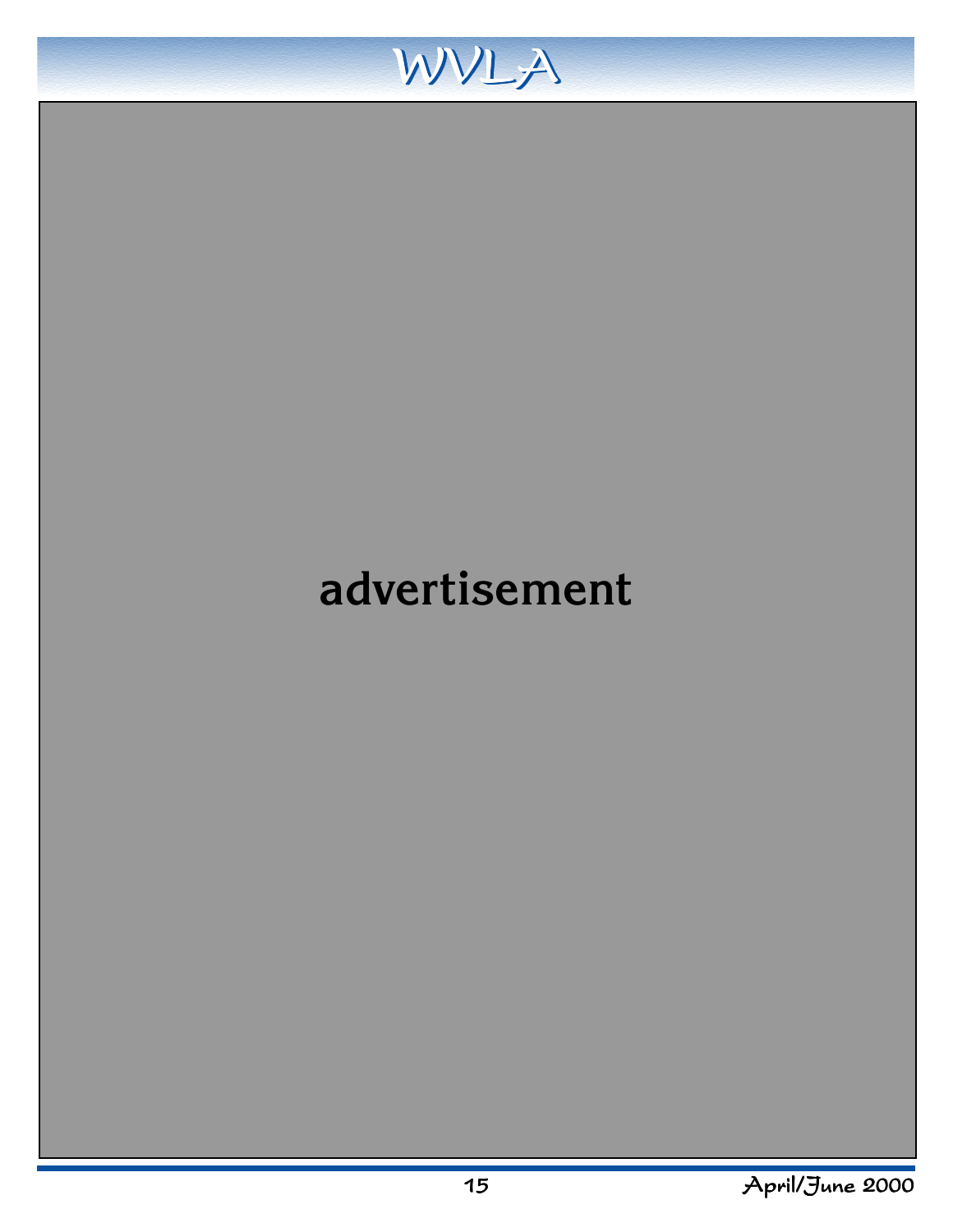advertisement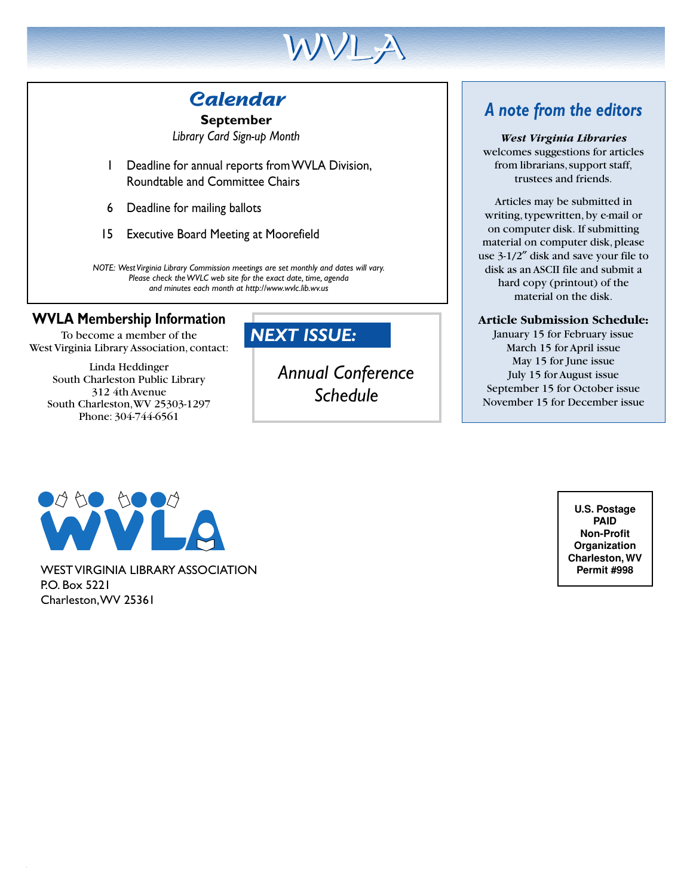# WVLA

## Calendar

**September**

*Library Card Sign-up Month*

1 Deadline for annual reports from WVLA Division, Roundtable and Committee Chairs

6 Deadline for mailing ballots

15 Executive Board Meeting at Moorefield

*NOTE: West Virginia Library Commission meetings are set monthly and dates will vary. Please check the WVLC web site for the exact date, time, agenda and minutes each month at http://www.wvlc.lib.wv.us*

## WVLA Membership Information

To become a member of the West Virginia Library Association, contact:

Linda Heddinger
South Charleston Public Library
312 4th Avenue
South Charleston, WV 25303-1297
Phone: 304-744-6561

## NEXT ISSUE:

*Annual Conference Schedule*

## A note from the editors

***West Virginia Libraries*** welcomes suggestions for articles from librarians, support staff, trustees and friends.

Articles may be submitted in writing, typewritten, by e-mail or on computer disk. If submitting material on computer disk, please use 3-1/2″ disk and save your file to disk as an ASCII file and submit a hard copy (printout) of the material on the disk.

**Article Submission Schedule:**

January 15 for February issue
March 15 for April issue
May 15 for June issue
July 15 for August issue
September 15 for October issue
November 15 for December issue

WVLA

WEST VIRGINIA LIBRARY ASSOCIATION
P.O. Box 5221
Charleston, WV 25361

**U.S. Postage**
**PAID**
**Non-Profit Organization**
**Charleston, WV**
**Permit #998**